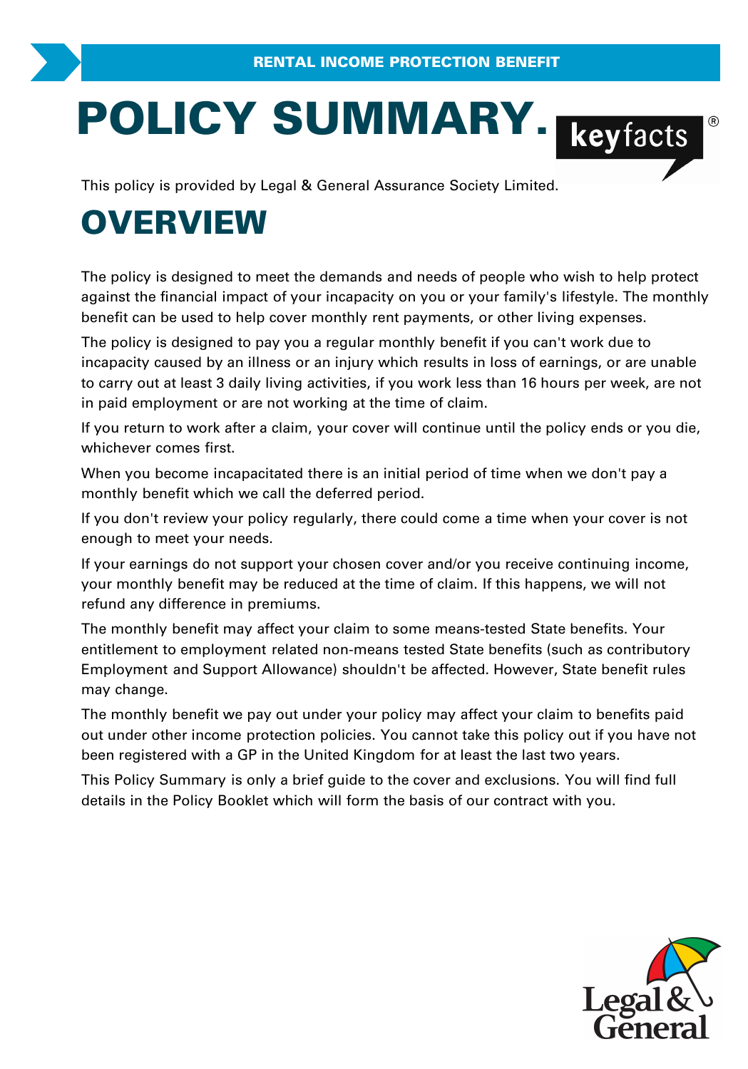RENTAL INCOME PROTECTION BENEFIT

# POLICY SUMMARY.

keyfacts®

This policy is provided by Legal & General Assurance Society Limited.

## OVERVIEW

The policy is designed to meet the demands and needs of people who wish to help protect against the financial impact of your incapacity on you or your family's lifestyle. The monthly benefit can be used to help cover monthly rent payments, or other living expenses.

The policy is designed to pay you a regular monthly benefit if you can't work due to incapacity caused by an illness or an injury which results in loss of earnings, or are unable to carry out at least 3 daily living activities, if you work less than 16 hours per week, are not in paid employment or are not working at the time of claim.

If you return to work after a claim, your cover will continue until the policy ends or you die, whichever comes first.

When you become incapacitated there is an initial period of time when we don't pay a monthly benefit which we call the deferred period.

If you don't review your policy regularly, there could come a time when your cover is not enough to meet your needs.

If your earnings do not support your chosen cover and/or you receive continuing income, your monthly benefit may be reduced at the time of claim. If this happens, we will not refund any difference in premiums.

The monthly benefit may affect your claim to some means-tested State benefits. Your entitlement to employment related non-means tested State benefits (such as contributory Employment and Support Allowance) shouldn't be affected. However, State benefit rules may change.

The monthly benefit we pay out under your policy may affect your claim to benefits paid out under other income protection policies. You cannot take this policy out if you have not been registered with a GP in the United Kingdom for at least the last two years.

This Policy Summary is only a brief guide to the cover and exclusions. You will find full details in the Policy Booklet which will form the basis of our contract with you.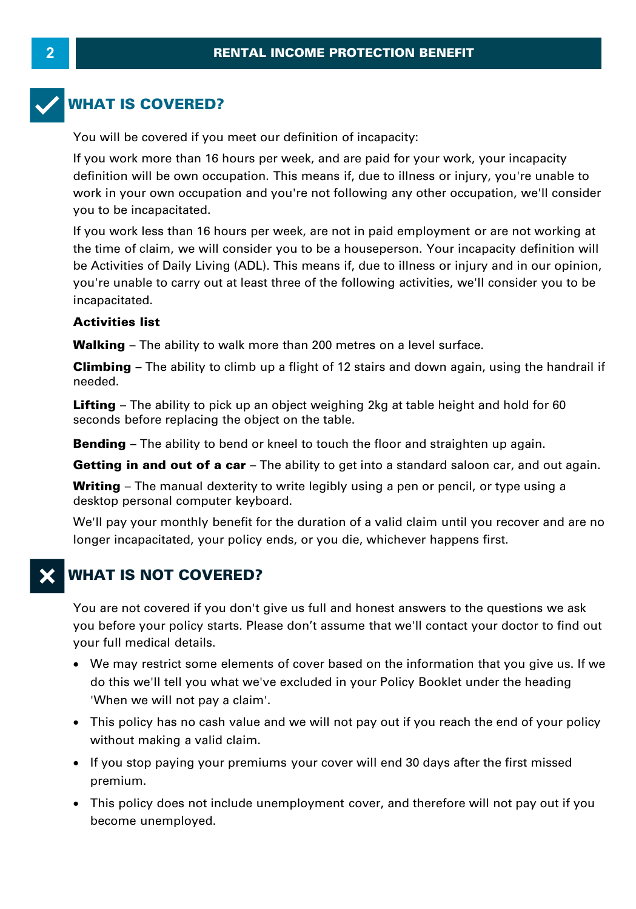## WHAT IS COVERED?

You will be covered if you meet our definition of incapacity:

If you work more than 16 hours per week, and are paid for your work, your incapacity definition will be own occupation. This means if, due to illness or injury, you're unable to work in your own occupation and you're not following any other occupation, we'll consider you to be incapacitated.

If you work less than 16 hours per week, are not in paid employment or are not working at the time of claim, we will consider you to be a houseperson. Your incapacity definition will be Activities of Daily Living (ADL). This means if, due to illness or injury and in our opinion, you're unable to carry out at least three of the following activities, we'll consider you to be incapacitated.

**Activities list**

**Walking** – The ability to walk more than 200 metres on a level surface.

**Climbing** – The ability to climb up a flight of 12 stairs and down again, using the handrail if needed.

**Lifting** – The ability to pick up an object weighing 2kg at table height and hold for 60 seconds before replacing the object on the table.

**Bending** – The ability to bend or kneel to touch the floor and straighten up again.

**Getting in and out of a car** – The ability to get into a standard saloon car, and out again.

**Writing** – The manual dexterity to write legibly using a pen or pencil, or type using a desktop personal computer keyboard.

We'll pay your monthly benefit for the duration of a valid claim until you recover and are no longer incapacitated, your policy ends, or you die, whichever happens first.

## WHAT IS NOT COVERED?

You are not covered if you don't give us full and honest answers to the questions we ask you before your policy starts. Please don't assume that we'll contact your doctor to find out your full medical details.

- We may restrict some elements of cover based on the information that you give us. If we do this we'll tell you what we've excluded in your Policy Booklet under the heading 'When we will not pay a claim'.
- This policy has no cash value and we will not pay out if you reach the end of your policy without making a valid claim.
- If you stop paying your premiums your cover will end 30 days after the first missed premium.
- This policy does not include unemployment cover, and therefore will not pay out if you become unemployed.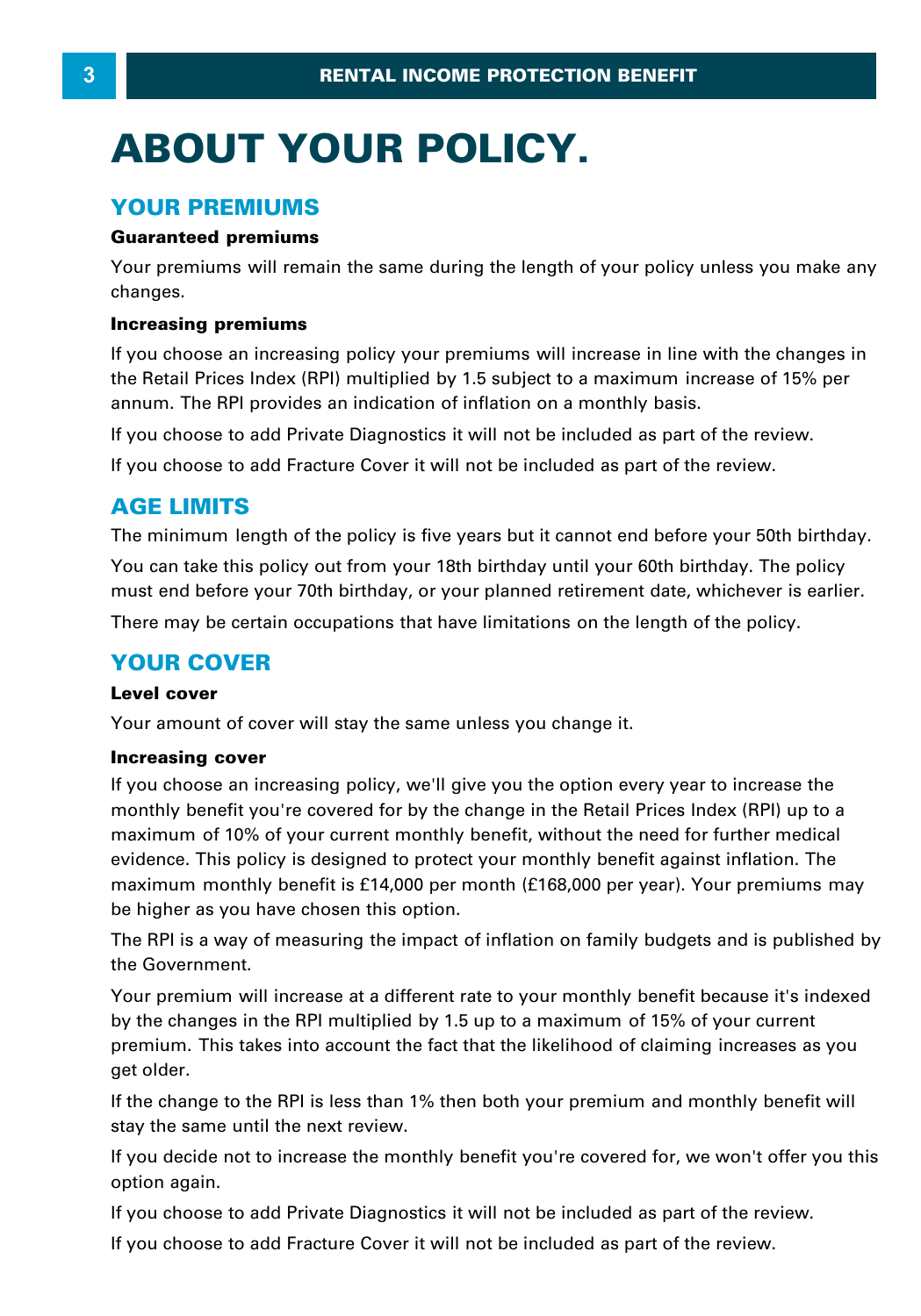# ABOUT YOUR POLICY.

## YOUR PREMIUMS

**Guaranteed premiums**

Your premiums will remain the same during the length of your policy unless you make any changes.

**Increasing premiums**

If you choose an increasing policy your premiums will increase in line with the changes in the Retail Prices Index (RPI) multiplied by 1.5 subject to a maximum increase of 15% per annum. The RPI provides an indication of inflation on a monthly basis.

If you choose to add Private Diagnostics it will not be included as part of the review.

If you choose to add Fracture Cover it will not be included as part of the review.

## AGE LIMITS

The minimum length of the policy is five years but it cannot end before your 50th birthday.

You can take this policy out from your 18th birthday until your 60th birthday. The policy must end before your 70th birthday, or your planned retirement date, whichever is earlier.

There may be certain occupations that have limitations on the length of the policy.

## YOUR COVER

**Level cover**

Your amount of cover will stay the same unless you change it.

**Increasing cover**

If you choose an increasing policy, we'll give you the option every year to increase the monthly benefit you're covered for by the change in the Retail Prices Index (RPI) up to a maximum of 10% of your current monthly benefit, without the need for further medical evidence. This policy is designed to protect your monthly benefit against inflation. The maximum monthly benefit is £14,000 per month (£168,000 per year). Your premiums may be higher as you have chosen this option.

The RPI is a way of measuring the impact of inflation on family budgets and is published by the Government.

Your premium will increase at a different rate to your monthly benefit because it's indexed by the changes in the RPI multiplied by 1.5 up to a maximum of 15% of your current premium. This takes into account the fact that the likelihood of claiming increases as you get older.

If the change to the RPI is less than 1% then both your premium and monthly benefit will stay the same until the next review.

If you decide not to increase the monthly benefit you're covered for, we won't offer you this option again.

If you choose to add Private Diagnostics it will not be included as part of the review.

If you choose to add Fracture Cover it will not be included as part of the review.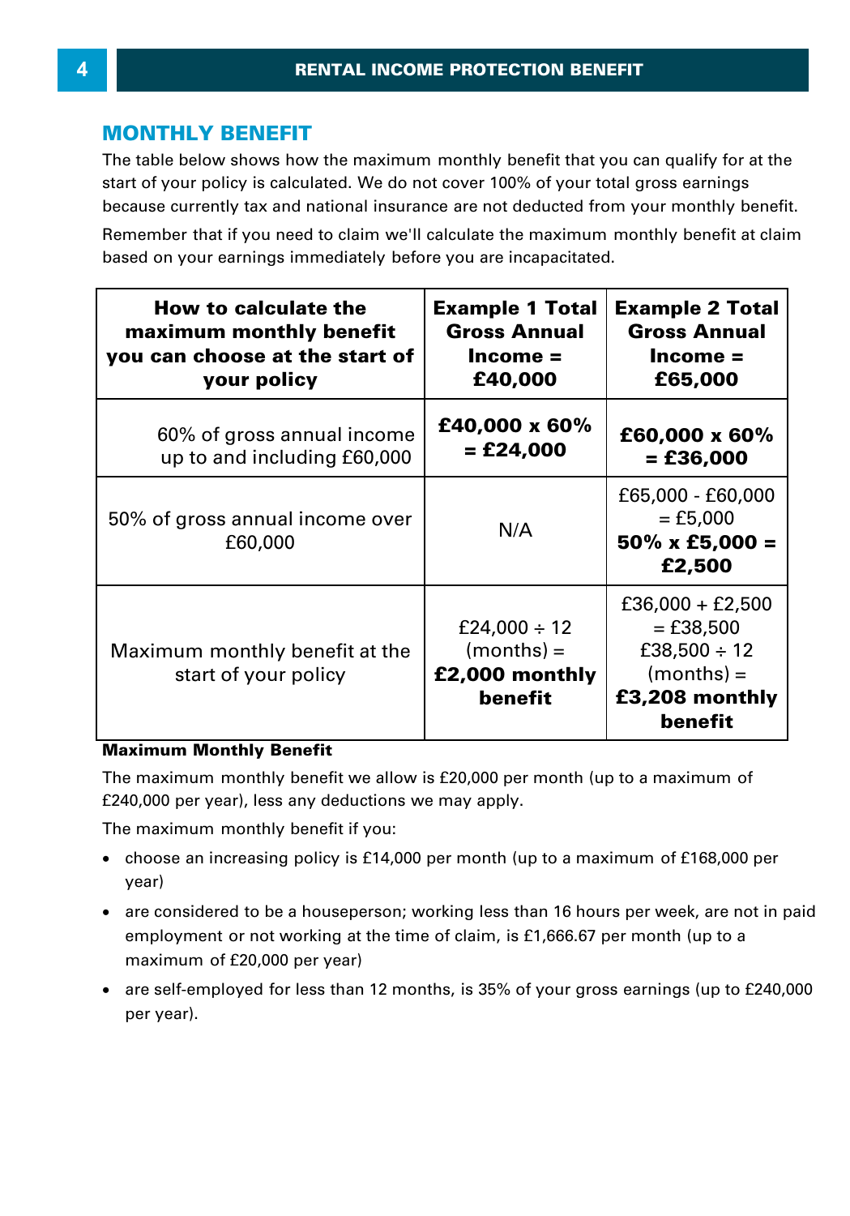## MONTHLY BENEFIT

The table below shows how the maximum monthly benefit that you can qualify for at the start of your policy is calculated. We do not cover 100% of your total gross earnings because currently tax and national insurance are not deducted from your monthly benefit.

Remember that if you need to claim we'll calculate the maximum monthly benefit at claim based on your earnings immediately before you are incapacitated.

| How to calculate the maximum monthly benefit you can choose at the start of your policy | Example 1 Total Gross Annual Income = £40,000 | Example 2 Total Gross Annual Income = £65,000 |
|---|---|---|
| 60% of gross annual income up to and including £60,000 | **£40,000 x 60% = £24,000** | **£60,000 x 60% = £36,000** |
| 50% of gross annual income over £60,000 | N/A | £65,000 - £60,000 = £5,000 **50% x £5,000 = £2,500** |
| Maximum monthly benefit at the start of your policy | £24,000 ÷ 12 (months) = **£2,000 monthly benefit** | £36,000 + £2,500 = £38,500 £38,500 ÷ 12 (months) = **£3,208 monthly benefit** |

**Maximum Monthly Benefit**

The maximum monthly benefit we allow is £20,000 per month (up to a maximum of £240,000 per year), less any deductions we may apply.

The maximum monthly benefit if you:

- choose an increasing policy is £14,000 per month (up to a maximum of £168,000 per year)
- are considered to be a houseperson; working less than 16 hours per week, are not in paid employment or not working at the time of claim, is £1,666.67 per month (up to a maximum of £20,000 per year)
- are self-employed for less than 12 months, is 35% of your gross earnings (up to £240,000 per year).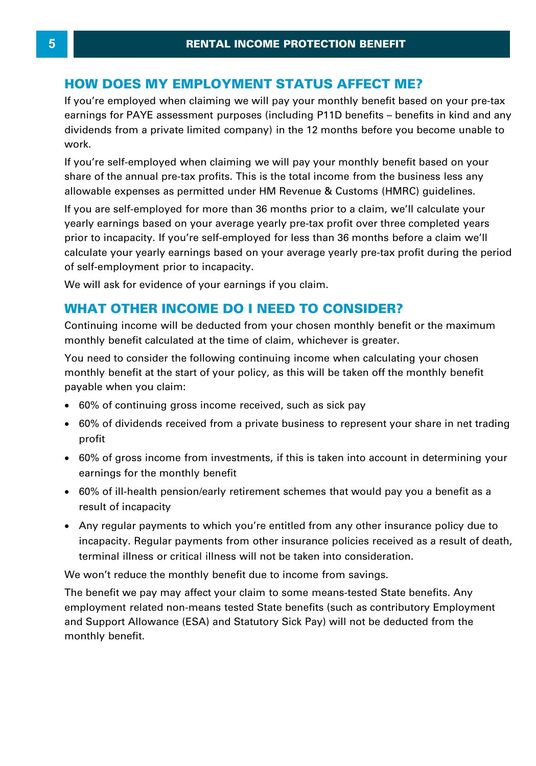## HOW DOES MY EMPLOYMENT STATUS AFFECT ME?

If you're employed when claiming we will pay your monthly benefit based on your pre-tax earnings for PAYE assessment purposes (including P11D benefits – benefits in kind and any dividends from a private limited company) in the 12 months before you become unable to work.

If you're self-employed when claiming we will pay your monthly benefit based on your share of the annual pre-tax profits. This is the total income from the business less any allowable expenses as permitted under HM Revenue & Customs (HMRC) guidelines.

If you are self-employed for more than 36 months prior to a claim, we'll calculate your yearly earnings based on your average yearly pre-tax profit over three completed years prior to incapacity. If you're self-employed for less than 36 months before a claim we'll calculate your yearly earnings based on your average yearly pre-tax profit during the period of self-employment prior to incapacity.

We will ask for evidence of your earnings if you claim.

## WHAT OTHER INCOME DO I NEED TO CONSIDER?

Continuing income will be deducted from your chosen monthly benefit or the maximum monthly benefit calculated at the time of claim, whichever is greater.

You need to consider the following continuing income when calculating your chosen monthly benefit at the start of your policy, as this will be taken off the monthly benefit payable when you claim:

- 60% of continuing gross income received, such as sick pay
- 60% of dividends received from a private business to represent your share in net trading profit
- 60% of gross income from investments, if this is taken into account in determining your earnings for the monthly benefit
- 60% of ill-health pension/early retirement schemes that would pay you a benefit as a result of incapacity
- Any regular payments to which you're entitled from any other insurance policy due to incapacity. Regular payments from other insurance policies received as a result of death, terminal illness or critical illness will not be taken into consideration.

We won't reduce the monthly benefit due to income from savings.

The benefit we pay may affect your claim to some means-tested State benefits. Any employment related non-means tested State benefits (such as contributory Employment and Support Allowance (ESA) and Statutory Sick Pay) will not be deducted from the monthly benefit.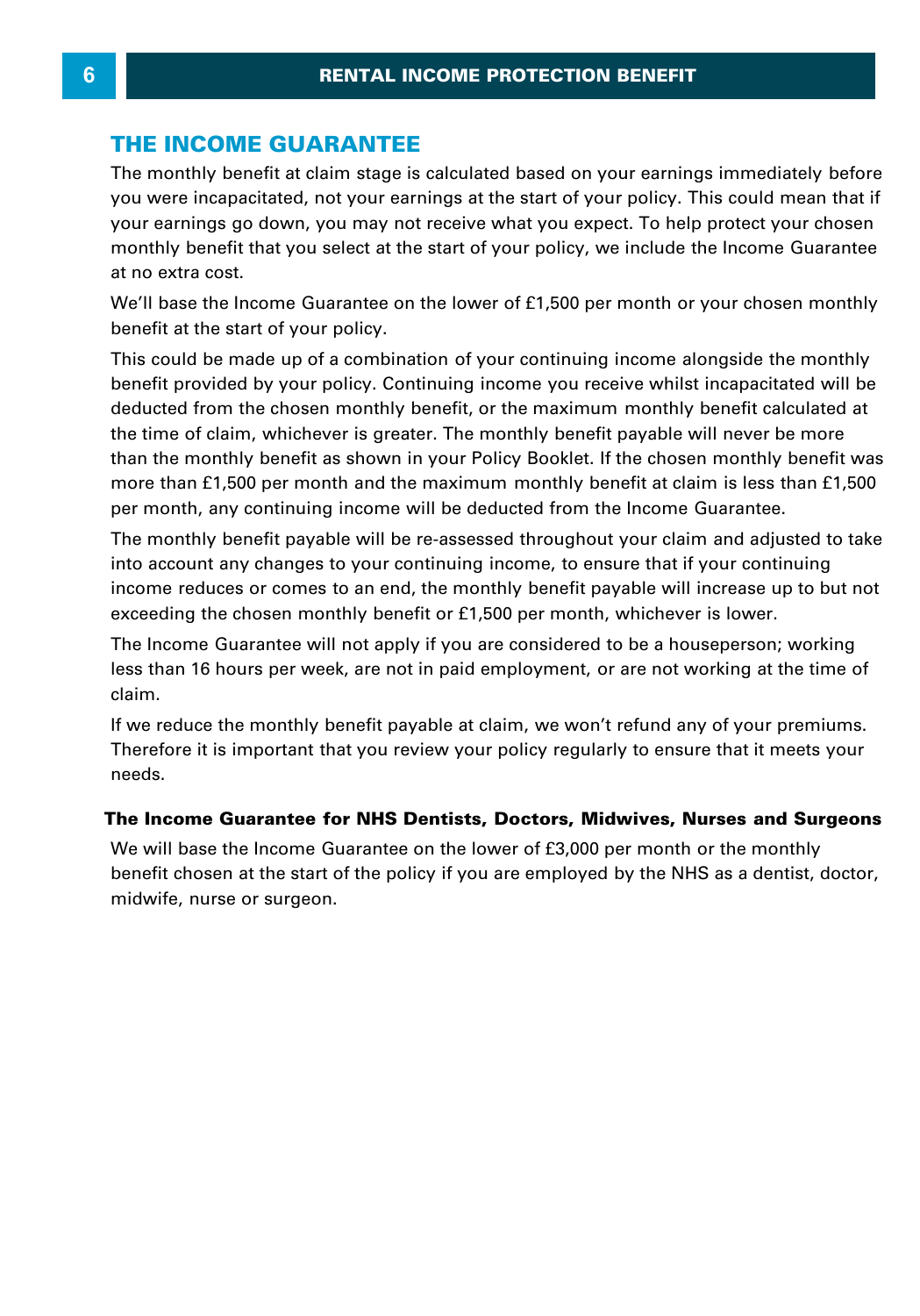## THE INCOME GUARANTEE

The monthly benefit at claim stage is calculated based on your earnings immediately before you were incapacitated, not your earnings at the start of your policy. This could mean that if your earnings go down, you may not receive what you expect. To help protect your chosen monthly benefit that you select at the start of your policy, we include the Income Guarantee at no extra cost.

We'll base the Income Guarantee on the lower of £1,500 per month or your chosen monthly benefit at the start of your policy.

This could be made up of a combination of your continuing income alongside the monthly benefit provided by your policy. Continuing income you receive whilst incapacitated will be deducted from the chosen monthly benefit, or the maximum monthly benefit calculated at the time of claim, whichever is greater. The monthly benefit payable will never be more than the monthly benefit as shown in your Policy Booklet. If the chosen monthly benefit was more than £1,500 per month and the maximum monthly benefit at claim is less than £1,500 per month, any continuing income will be deducted from the Income Guarantee.

The monthly benefit payable will be re-assessed throughout your claim and adjusted to take into account any changes to your continuing income, to ensure that if your continuing income reduces or comes to an end, the monthly benefit payable will increase up to but not exceeding the chosen monthly benefit or £1,500 per month, whichever is lower.

The Income Guarantee will not apply if you are considered to be a houseperson; working less than 16 hours per week, are not in paid employment, or are not working at the time of claim.

If we reduce the monthly benefit payable at claim, we won't refund any of your premiums. Therefore it is important that you review your policy regularly to ensure that it meets your needs.

### The Income Guarantee for NHS Dentists, Doctors, Midwives, Nurses and Surgeons

We will base the Income Guarantee on the lower of £3,000 per month or the monthly benefit chosen at the start of the policy if you are employed by the NHS as a dentist, doctor, midwife, nurse or surgeon.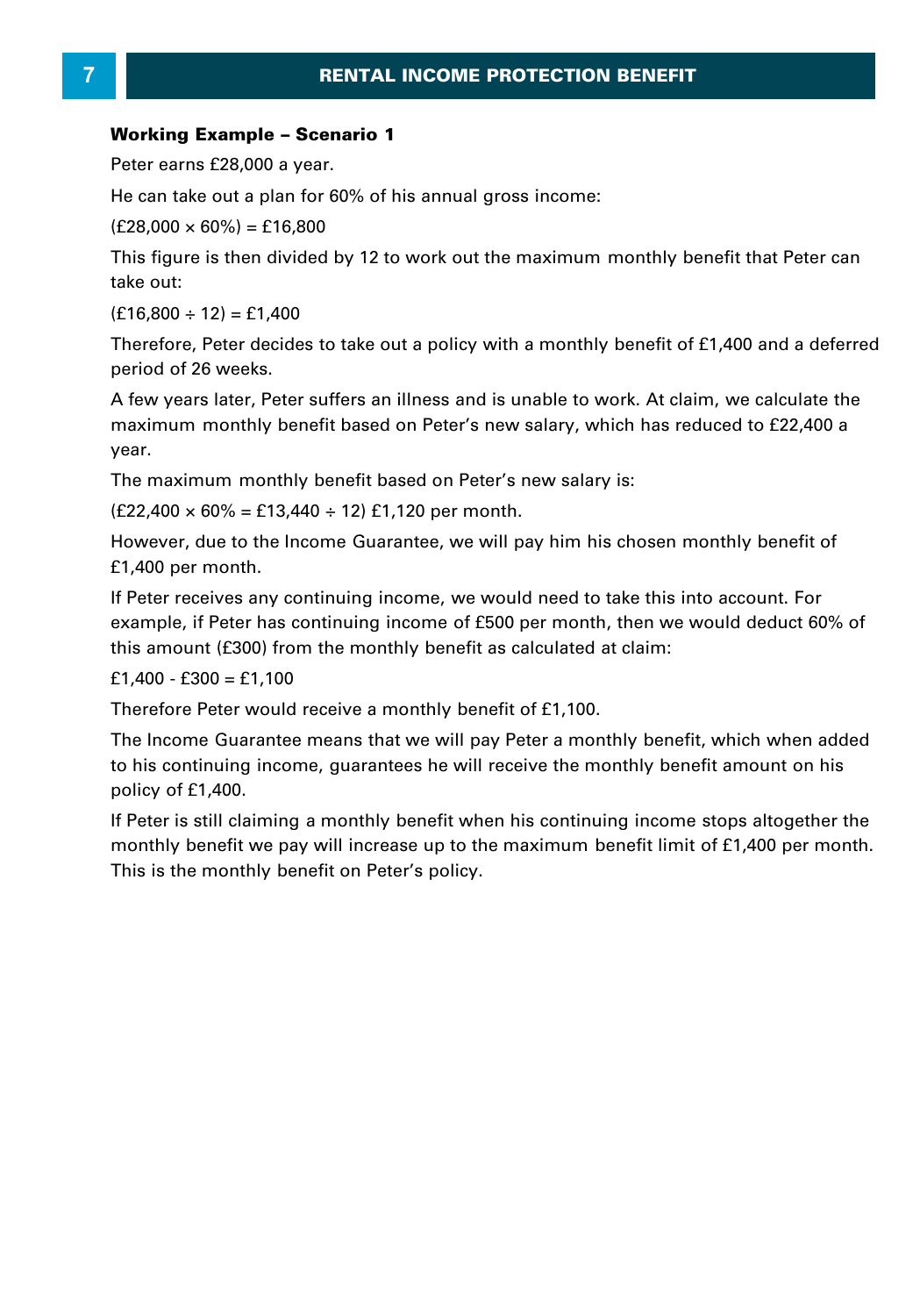## RENTAL INCOME PROTECTION BENEFIT

**Working Example – Scenario 1**

Peter earns £28,000 a year.

He can take out a plan for 60% of his annual gross income:

(£28,000 × 60%) = £16,800

This figure is then divided by 12 to work out the maximum monthly benefit that Peter can take out:

(£16,800 ÷ 12) = £1,400

Therefore, Peter decides to take out a policy with a monthly benefit of £1,400 and a deferred period of 26 weeks.

A few years later, Peter suffers an illness and is unable to work. At claim, we calculate the maximum monthly benefit based on Peter's new salary, which has reduced to £22,400 a year.

The maximum monthly benefit based on Peter's new salary is:

(£22,400 × 60% = £13,440 ÷ 12) £1,120 per month.

However, due to the Income Guarantee, we will pay him his chosen monthly benefit of £1,400 per month.

If Peter receives any continuing income, we would need to take this into account. For example, if Peter has continuing income of £500 per month, then we would deduct 60% of this amount (£300) from the monthly benefit as calculated at claim:

£1,400 - £300 = £1,100

Therefore Peter would receive a monthly benefit of £1,100.

The Income Guarantee means that we will pay Peter a monthly benefit, which when added to his continuing income, guarantees he will receive the monthly benefit amount on his policy of £1,400.

If Peter is still claiming a monthly benefit when his continuing income stops altogether the monthly benefit we pay will increase up to the maximum benefit limit of £1,400 per month. This is the monthly benefit on Peter's policy.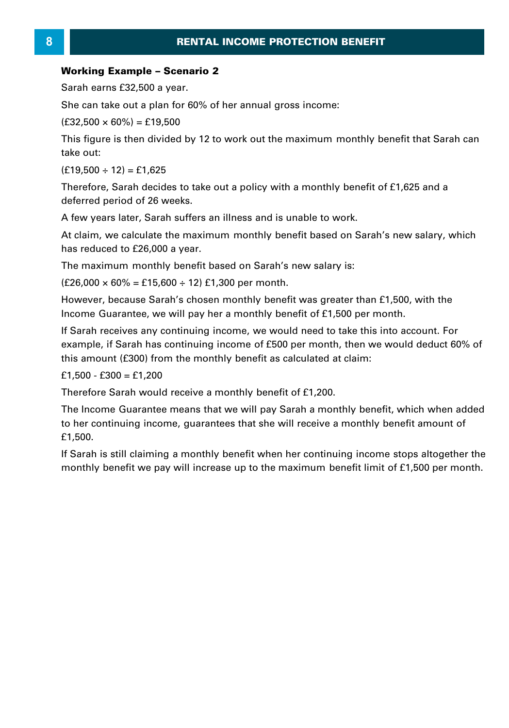### Working Example – Scenario 2

Sarah earns £32,500 a year.

She can take out a plan for 60% of her annual gross income:

(£32,500 × 60%) = £19,500

This figure is then divided by 12 to work out the maximum monthly benefit that Sarah can take out:

(£19,500 ÷ 12) = £1,625

Therefore, Sarah decides to take out a policy with a monthly benefit of £1,625 and a deferred period of 26 weeks.

A few years later, Sarah suffers an illness and is unable to work.

At claim, we calculate the maximum monthly benefit based on Sarah's new salary, which has reduced to £26,000 a year.

The maximum monthly benefit based on Sarah's new salary is:

(£26,000 × 60% = £15,600 ÷ 12) £1,300 per month.

However, because Sarah's chosen monthly benefit was greater than £1,500, with the Income Guarantee, we will pay her a monthly benefit of £1,500 per month.

If Sarah receives any continuing income, we would need to take this into account. For example, if Sarah has continuing income of £500 per month, then we would deduct 60% of this amount (£300) from the monthly benefit as calculated at claim:

£1,500 - £300 = £1,200

Therefore Sarah would receive a monthly benefit of £1,200.

The Income Guarantee means that we will pay Sarah a monthly benefit, which when added to her continuing income, guarantees that she will receive a monthly benefit amount of £1,500.

If Sarah is still claiming a monthly benefit when her continuing income stops altogether the monthly benefit we pay will increase up to the maximum benefit limit of £1,500 per month.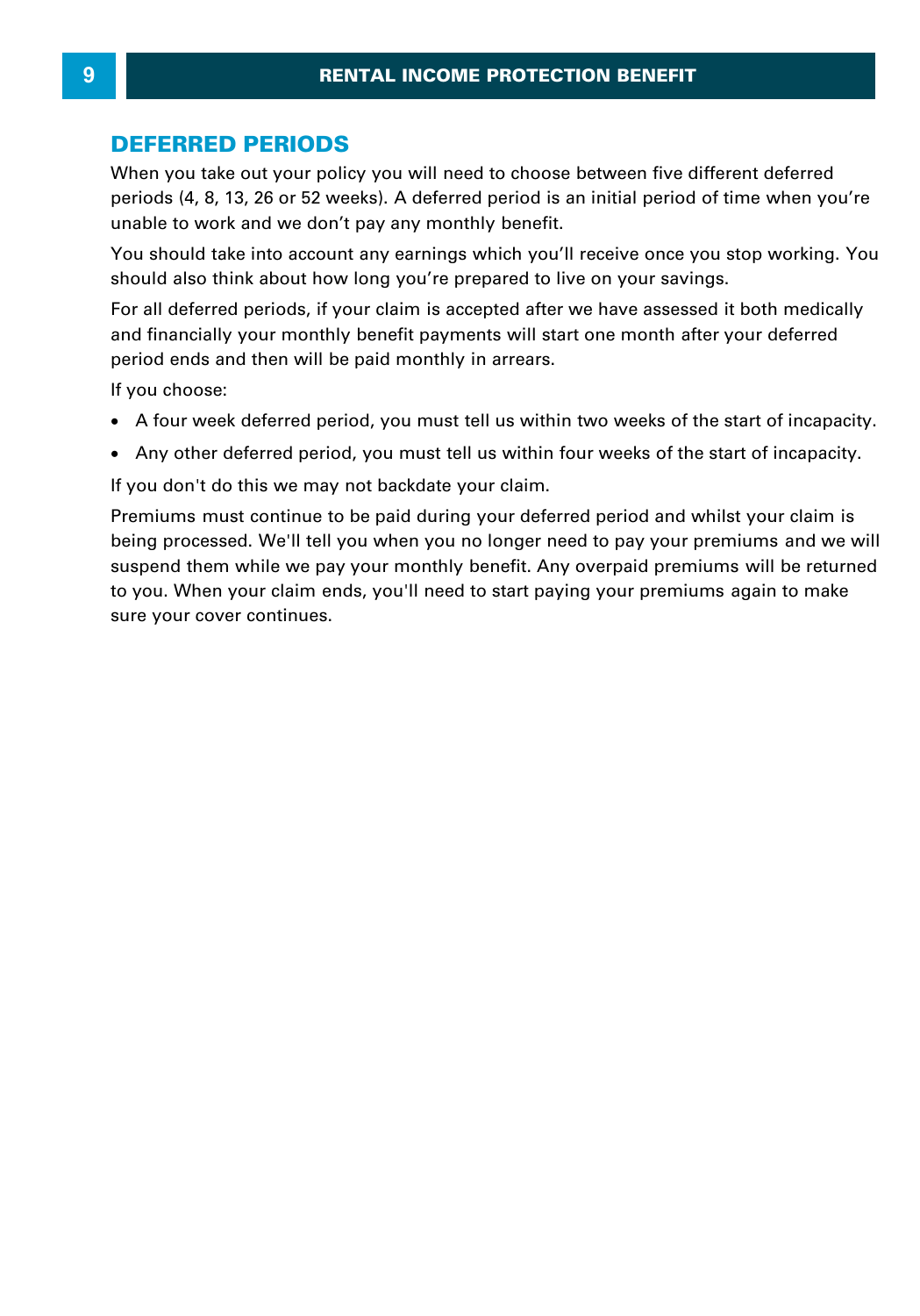## DEFERRED PERIODS

When you take out your policy you will need to choose between five different deferred periods (4, 8, 13, 26 or 52 weeks). A deferred period is an initial period of time when you're unable to work and we don't pay any monthly benefit.

You should take into account any earnings which you'll receive once you stop working. You should also think about how long you're prepared to live on your savings.

For all deferred periods, if your claim is accepted after we have assessed it both medically and financially your monthly benefit payments will start one month after your deferred period ends and then will be paid monthly in arrears.

If you choose:

- A four week deferred period, you must tell us within two weeks of the start of incapacity.
- Any other deferred period, you must tell us within four weeks of the start of incapacity.

If you don't do this we may not backdate your claim.

Premiums must continue to be paid during your deferred period and whilst your claim is being processed. We'll tell you when you no longer need to pay your premiums and we will suspend them while we pay your monthly benefit. Any overpaid premiums will be returned to you. When your claim ends, you'll need to start paying your premiums again to make sure your cover continues.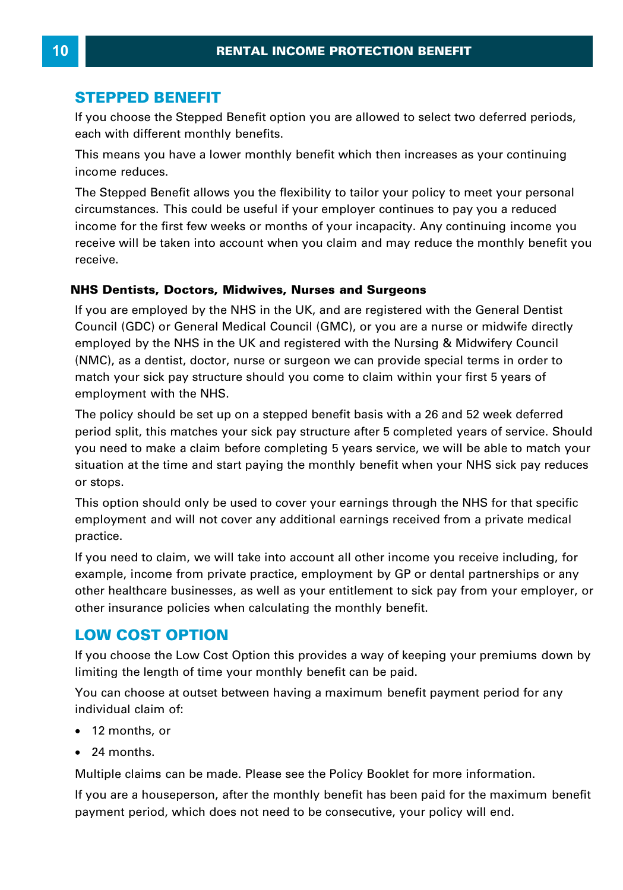## STEPPED BENEFIT

If you choose the Stepped Benefit option you are allowed to select two deferred periods, each with different monthly benefits.

This means you have a lower monthly benefit which then increases as your continuing income reduces.

The Stepped Benefit allows you the flexibility to tailor your policy to meet your personal circumstances. This could be useful if your employer continues to pay you a reduced income for the first few weeks or months of your incapacity. Any continuing income you receive will be taken into account when you claim and may reduce the monthly benefit you receive.

### NHS Dentists, Doctors, Midwives, Nurses and Surgeons

If you are employed by the NHS in the UK, and are registered with the General Dentist Council (GDC) or General Medical Council (GMC), or you are a nurse or midwife directly employed by the NHS in the UK and registered with the Nursing & Midwifery Council (NMC), as a dentist, doctor, nurse or surgeon we can provide special terms in order to match your sick pay structure should you come to claim within your first 5 years of employment with the NHS.

The policy should be set up on a stepped benefit basis with a 26 and 52 week deferred period split, this matches your sick pay structure after 5 completed years of service. Should you need to make a claim before completing 5 years service, we will be able to match your situation at the time and start paying the monthly benefit when your NHS sick pay reduces or stops.

This option should only be used to cover your earnings through the NHS for that specific employment and will not cover any additional earnings received from a private medical practice.

If you need to claim, we will take into account all other income you receive including, for example, income from private practice, employment by GP or dental partnerships or any other healthcare businesses, as well as your entitlement to sick pay from your employer, or other insurance policies when calculating the monthly benefit.

## LOW COST OPTION

If you choose the Low Cost Option this provides a way of keeping your premiums down by limiting the length of time your monthly benefit can be paid.

You can choose at outset between having a maximum benefit payment period for any individual claim of:

- 12 months, or
- 24 months.

Multiple claims can be made. Please see the Policy Booklet for more information.

If you are a houseperson, after the monthly benefit has been paid for the maximum benefit payment period, which does not need to be consecutive, your policy will end.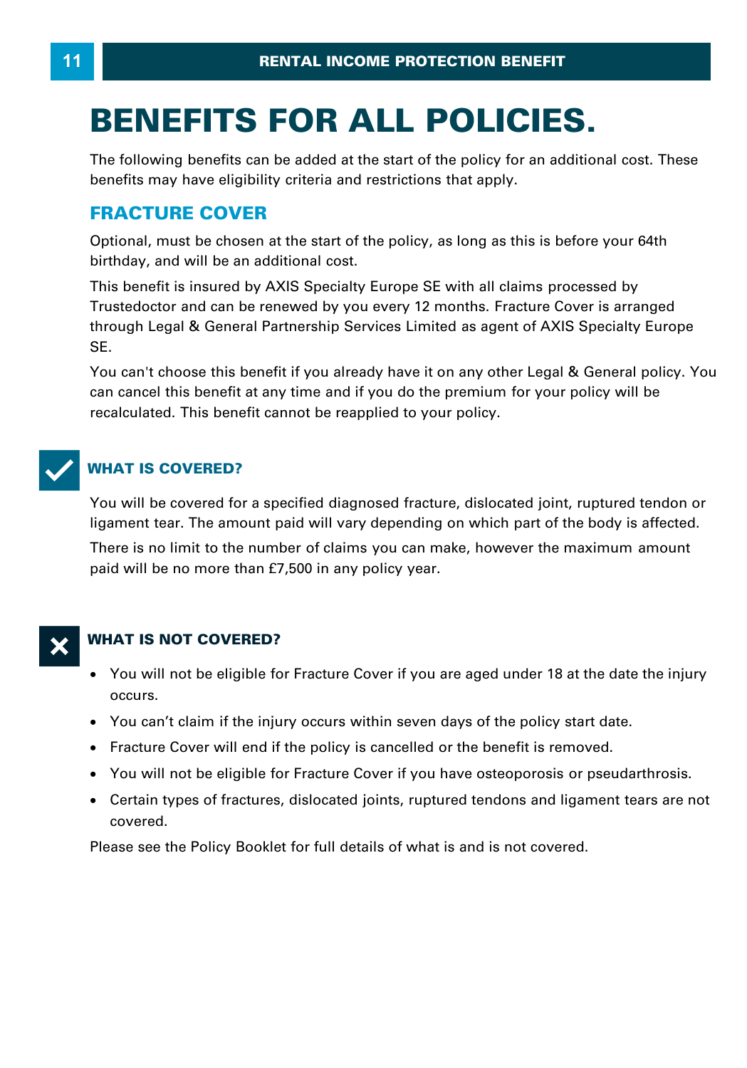# BENEFITS FOR ALL POLICIES.

The following benefits can be added at the start of the policy for an additional cost. These benefits may have eligibility criteria and restrictions that apply.

## FRACTURE COVER

Optional, must be chosen at the start of the policy, as long as this is before your 64th birthday, and will be an additional cost.

This benefit is insured by AXIS Specialty Europe SE with all claims processed by Trustedoctor and can be renewed by you every 12 months. Fracture Cover is arranged through Legal & General Partnership Services Limited as agent of AXIS Specialty Europe SE.

You can't choose this benefit if you already have it on any other Legal & General policy. You can cancel this benefit at any time and if you do the premium for your policy will be recalculated. This benefit cannot be reapplied to your policy.

### WHAT IS COVERED?

You will be covered for a specified diagnosed fracture, dislocated joint, ruptured tendon or ligament tear. The amount paid will vary depending on which part of the body is affected.

There is no limit to the number of claims you can make, however the maximum amount paid will be no more than £7,500 in any policy year.

### WHAT IS NOT COVERED?

- You will not be eligible for Fracture Cover if you are aged under 18 at the date the injury occurs.
- You can't claim if the injury occurs within seven days of the policy start date.
- Fracture Cover will end if the policy is cancelled or the benefit is removed.
- You will not be eligible for Fracture Cover if you have osteoporosis or pseudarthrosis.
- Certain types of fractures, dislocated joints, ruptured tendons and ligament tears are not covered.

Please see the Policy Booklet for full details of what is and is not covered.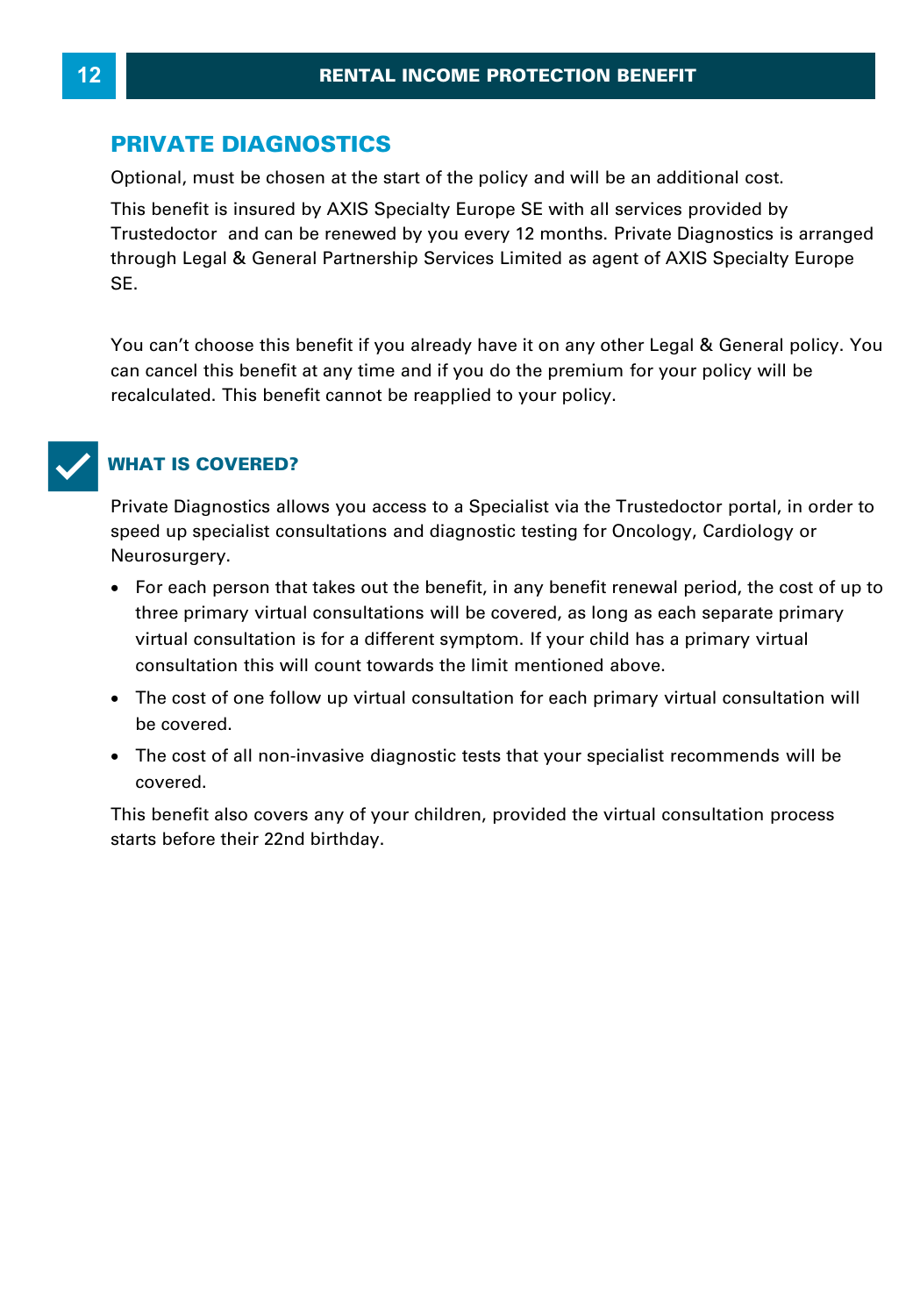## PRIVATE DIAGNOSTICS

Optional, must be chosen at the start of the policy and will be an additional cost.

This benefit is insured by AXIS Specialty Europe SE with all services provided by Trustedoctor and can be renewed by you every 12 months. Private Diagnostics is arranged through Legal & General Partnership Services Limited as agent of AXIS Specialty Europe SE.

You can't choose this benefit if you already have it on any other Legal & General policy. You can cancel this benefit at any time and if you do the premium for your policy will be recalculated. This benefit cannot be reapplied to your policy.

### WHAT IS COVERED?

Private Diagnostics allows you access to a Specialist via the Trustedoctor portal, in order to speed up specialist consultations and diagnostic testing for Oncology, Cardiology or Neurosurgery.

- For each person that takes out the benefit, in any benefit renewal period, the cost of up to three primary virtual consultations will be covered, as long as each separate primary virtual consultation is for a different symptom. If your child has a primary virtual consultation this will count towards the limit mentioned above.
- The cost of one follow up virtual consultation for each primary virtual consultation will be covered.
- The cost of all non-invasive diagnostic tests that your specialist recommends will be covered.

This benefit also covers any of your children, provided the virtual consultation process starts before their 22nd birthday.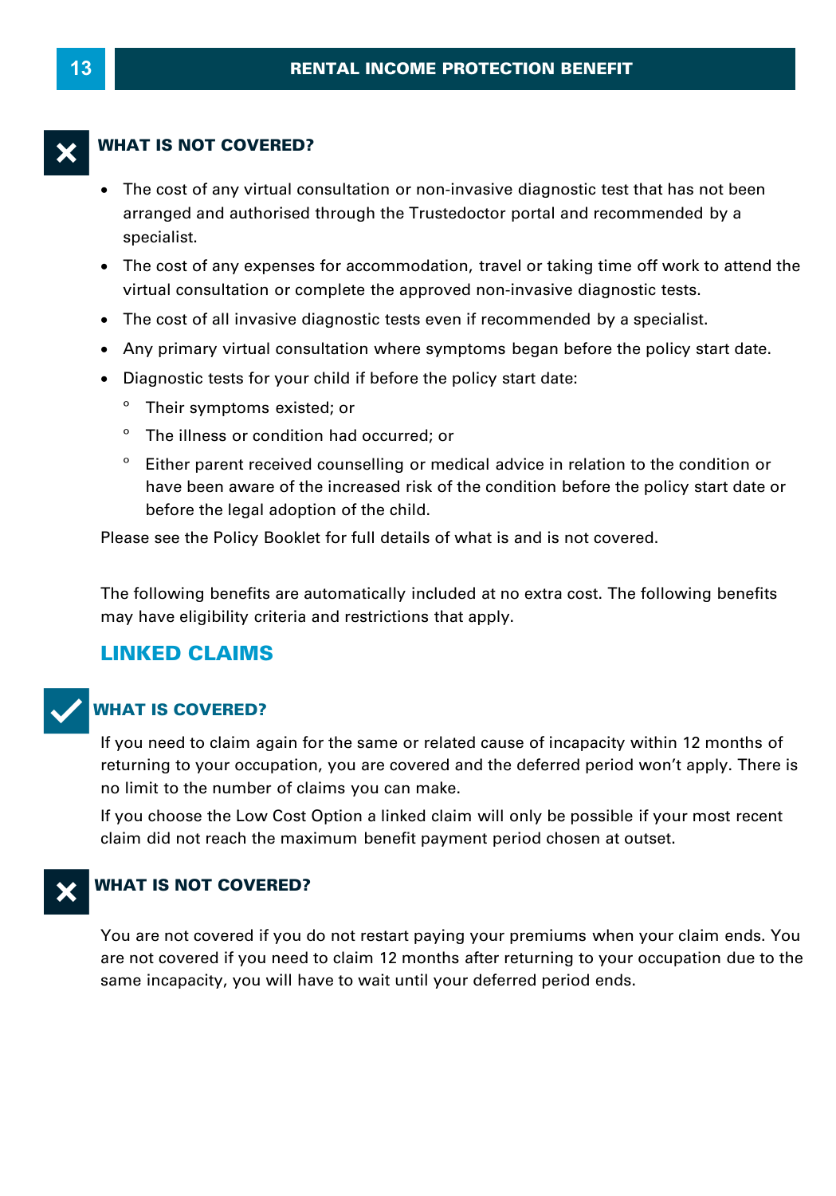## WHAT IS NOT COVERED?

- The cost of any virtual consultation or non-invasive diagnostic test that has not been arranged and authorised through the Trustedoctor portal and recommended by a specialist.
- The cost of any expenses for accommodation, travel or taking time off work to attend the virtual consultation or complete the approved non-invasive diagnostic tests.
- The cost of all invasive diagnostic tests even if recommended by a specialist.
- Any primary virtual consultation where symptoms began before the policy start date.
- Diagnostic tests for your child if before the policy start date:
  - Their symptoms existed; or
  - The illness or condition had occurred; or
  - Either parent received counselling or medical advice in relation to the condition or have been aware of the increased risk of the condition before the policy start date or before the legal adoption of the child.

Please see the Policy Booklet for full details of what is and is not covered.

The following benefits are automatically included at no extra cost. The following benefits may have eligibility criteria and restrictions that apply.

## LINKED CLAIMS

### WHAT IS COVERED?

If you need to claim again for the same or related cause of incapacity within 12 months of returning to your occupation, you are covered and the deferred period won't apply. There is no limit to the number of claims you can make.

If you choose the Low Cost Option a linked claim will only be possible if your most recent claim did not reach the maximum benefit payment period chosen at outset.

### WHAT IS NOT COVERED?

You are not covered if you do not restart paying your premiums when your claim ends. You are not covered if you need to claim 12 months after returning to your occupation due to the same incapacity, you will have to wait until your deferred period ends.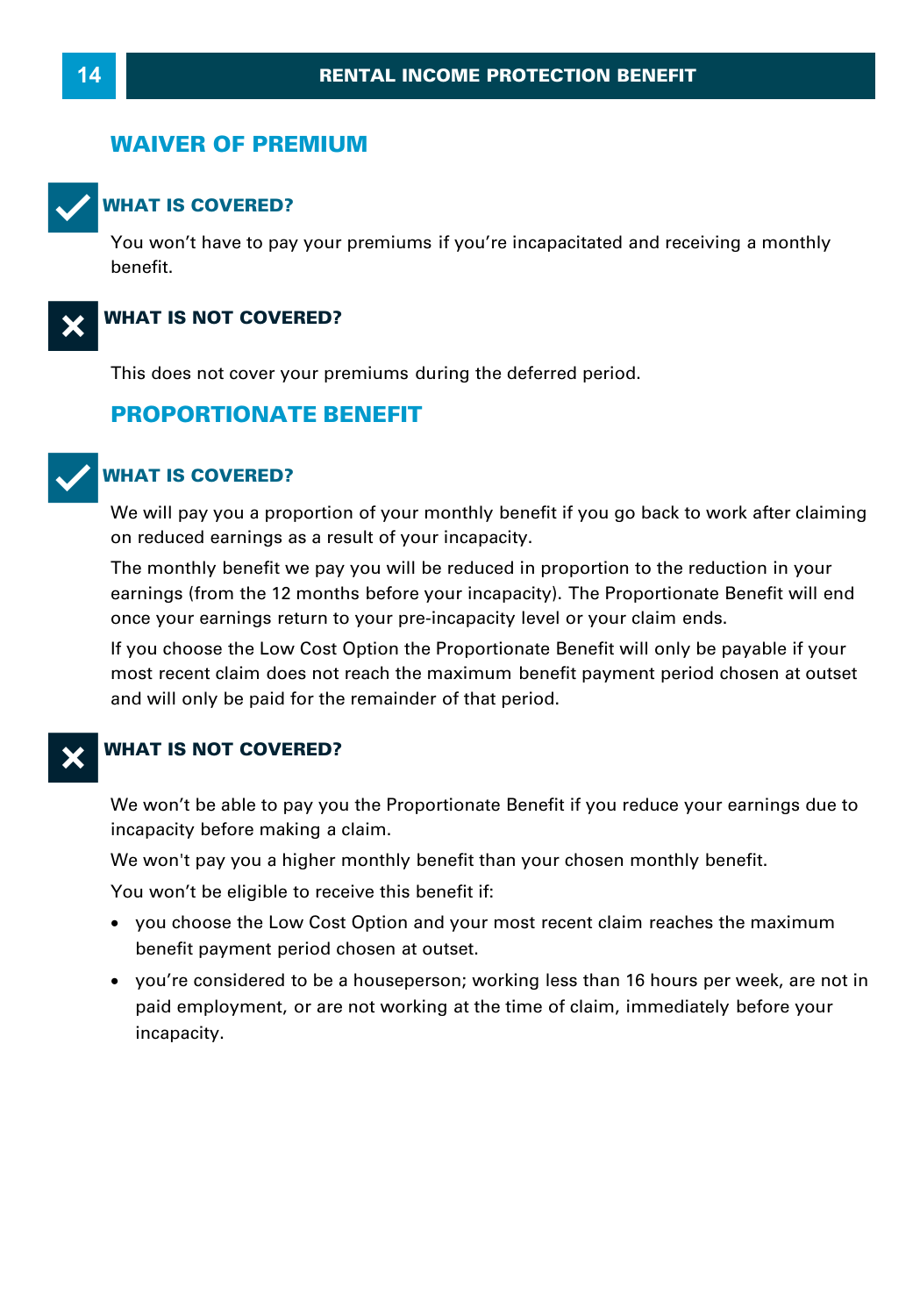## WAIVER OF PREMIUM

### WHAT IS COVERED?

You won't have to pay your premiums if you're incapacitated and receiving a monthly benefit.

### WHAT IS NOT COVERED?

This does not cover your premiums during the deferred period.

## PROPORTIONATE BENEFIT

### WHAT IS COVERED?

We will pay you a proportion of your monthly benefit if you go back to work after claiming on reduced earnings as a result of your incapacity.

The monthly benefit we pay you will be reduced in proportion to the reduction in your earnings (from the 12 months before your incapacity). The Proportionate Benefit will end once your earnings return to your pre-incapacity level or your claim ends.

If you choose the Low Cost Option the Proportionate Benefit will only be payable if your most recent claim does not reach the maximum benefit payment period chosen at outset and will only be paid for the remainder of that period.

### WHAT IS NOT COVERED?

We won't be able to pay you the Proportionate Benefit if you reduce your earnings due to incapacity before making a claim.

We won't pay you a higher monthly benefit than your chosen monthly benefit.

You won't be eligible to receive this benefit if:

- you choose the Low Cost Option and your most recent claim reaches the maximum benefit payment period chosen at outset.
- you're considered to be a houseperson; working less than 16 hours per week, are not in paid employment, or are not working at the time of claim, immediately before your incapacity.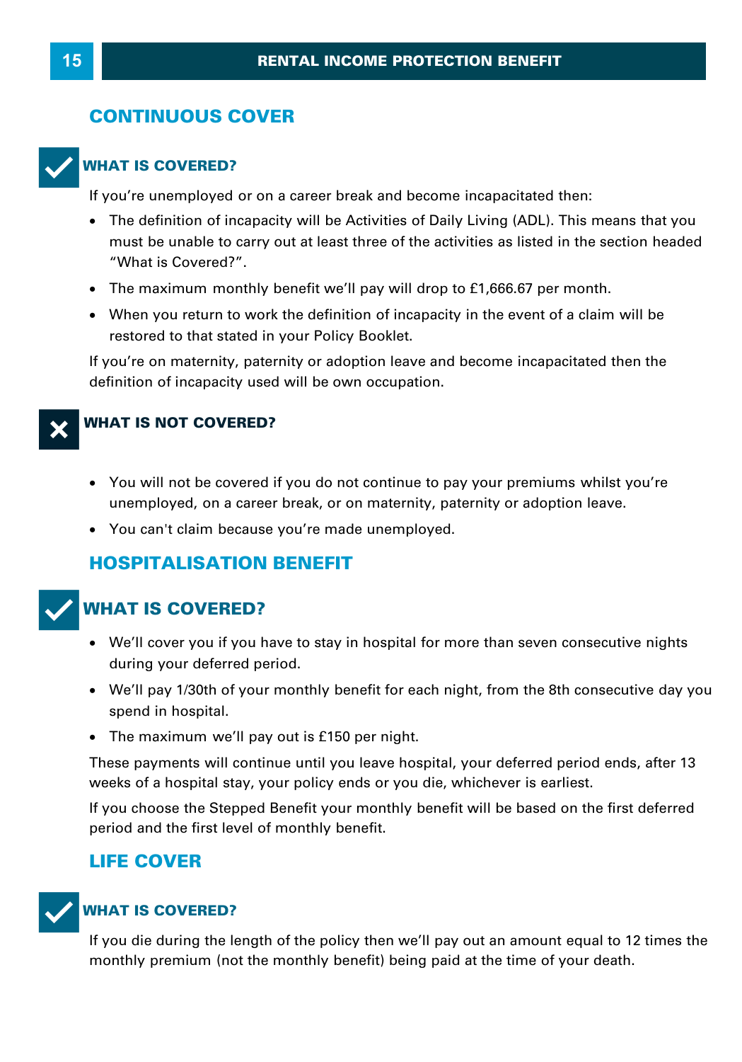## CONTINUOUS COVER

### WHAT IS COVERED?

If you're unemployed or on a career break and become incapacitated then:

- The definition of incapacity will be Activities of Daily Living (ADL). This means that you must be unable to carry out at least three of the activities as listed in the section headed "What is Covered?".
- The maximum monthly benefit we'll pay will drop to £1,666.67 per month.
- When you return to work the definition of incapacity in the event of a claim will be restored to that stated in your Policy Booklet.

If you're on maternity, paternity or adoption leave and become incapacitated then the definition of incapacity used will be own occupation.

### WHAT IS NOT COVERED?

- You will not be covered if you do not continue to pay your premiums whilst you're unemployed, on a career break, or on maternity, paternity or adoption leave.
- You can't claim because you're made unemployed.

## HOSPITALISATION BENEFIT

### WHAT IS COVERED?

- We'll cover you if you have to stay in hospital for more than seven consecutive nights during your deferred period.
- We'll pay 1/30th of your monthly benefit for each night, from the 8th consecutive day you spend in hospital.
- The maximum we'll pay out is £150 per night.

These payments will continue until you leave hospital, your deferred period ends, after 13 weeks of a hospital stay, your policy ends or you die, whichever is earliest.

If you choose the Stepped Benefit your monthly benefit will be based on the first deferred period and the first level of monthly benefit.

## LIFE COVER

### WHAT IS COVERED?

If you die during the length of the policy then we'll pay out an amount equal to 12 times the monthly premium (not the monthly benefit) being paid at the time of your death.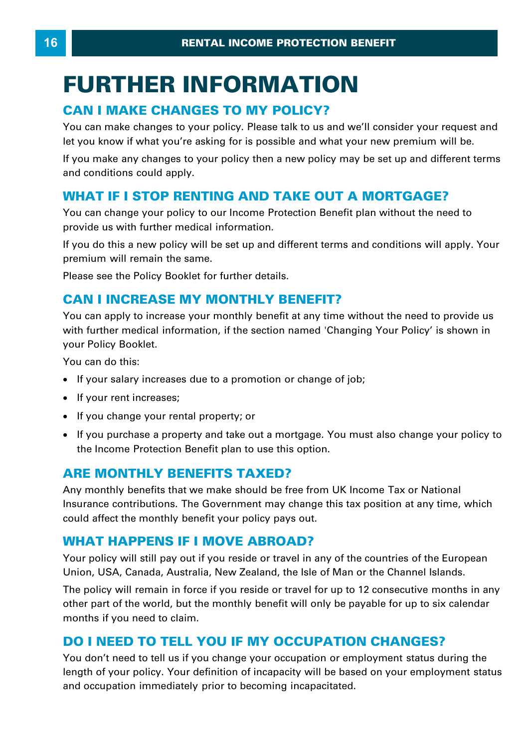# FURTHER INFORMATION

## CAN I MAKE CHANGES TO MY POLICY?

You can make changes to your policy. Please talk to us and we'll consider your request and let you know if what you're asking for is possible and what your new premium will be.

If you make any changes to your policy then a new policy may be set up and different terms and conditions could apply.

## WHAT IF I STOP RENTING AND TAKE OUT A MORTGAGE?

You can change your policy to our Income Protection Benefit plan without the need to provide us with further medical information.

If you do this a new policy will be set up and different terms and conditions will apply. Your premium will remain the same.

Please see the Policy Booklet for further details.

## CAN I INCREASE MY MONTHLY BENEFIT?

You can apply to increase your monthly benefit at any time without the need to provide us with further medical information, if the section named 'Changing Your Policy' is shown in your Policy Booklet.

You can do this:

- If your salary increases due to a promotion or change of job;
- If your rent increases;
- If you change your rental property; or
- If you purchase a property and take out a mortgage. You must also change your policy to the Income Protection Benefit plan to use this option.

## ARE MONTHLY BENEFITS TAXED?

Any monthly benefits that we make should be free from UK Income Tax or National Insurance contributions. The Government may change this tax position at any time, which could affect the monthly benefit your policy pays out.

## WHAT HAPPENS IF I MOVE ABROAD?

Your policy will still pay out if you reside or travel in any of the countries of the European Union, USA, Canada, Australia, New Zealand, the Isle of Man or the Channel Islands.

The policy will remain in force if you reside or travel for up to 12 consecutive months in any other part of the world, but the monthly benefit will only be payable for up to six calendar months if you need to claim.

## DO I NEED TO TELL YOU IF MY OCCUPATION CHANGES?

You don't need to tell us if you change your occupation or employment status during the length of your policy. Your definition of incapacity will be based on your employment status and occupation immediately prior to becoming incapacitated.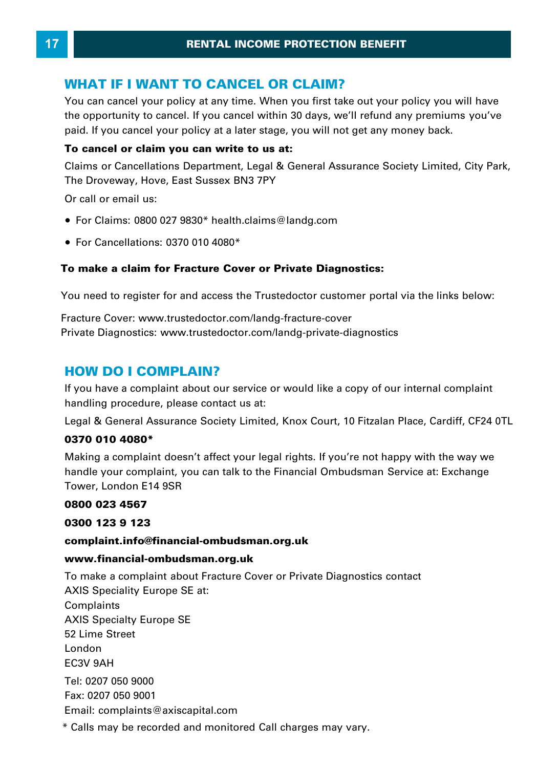## WHAT IF I WANT TO CANCEL OR CLAIM?

You can cancel your policy at any time. When you first take out your policy you will have the opportunity to cancel. If you cancel within 30 days, we'll refund any premiums you've paid. If you cancel your policy at a later stage, you will not get any money back.

**To cancel or claim you can write to us at:**

Claims or Cancellations Department, Legal & General Assurance Society Limited, City Park, The Droveway, Hove, East Sussex BN3 7PY

Or call or email us:

- For Claims: 0800 027 9830* health.claims@landg.com
- For Cancellations: 0370 010 4080*

**To make a claim for Fracture Cover or Private Diagnostics:**

You need to register for and access the Trustedoctor customer portal via the links below:

Fracture Cover: www.trustedoctor.com/landg-fracture-cover
Private Diagnostics: www.trustedoctor.com/landg-private-diagnostics

## HOW DO I COMPLAIN?

If you have a complaint about our service or would like a copy of our internal complaint handling procedure, please contact us at:

Legal & General Assurance Society Limited, Knox Court, 10 Fitzalan Place, Cardiff, CF24 0TL

**0370 010 4080***

Making a complaint doesn't affect your legal rights. If you're not happy with the way we handle your complaint, you can talk to the Financial Ombudsman Service at: Exchange Tower, London E14 9SR

**0800 023 4567**

**0300 123 9 123**

**complaint.info@financial-ombudsman.org.uk**

**www.financial-ombudsman.org.uk**

To make a complaint about Fracture Cover or Private Diagnostics contact AXIS Speciality Europe SE at:
Complaints
AXIS Specialty Europe SE
52 Lime Street
London
EC3V 9AH

Tel: 0207 050 9000
Fax: 0207 050 9001
Email: complaints@axiscapital.com

* Calls may be recorded and monitored Call charges may vary.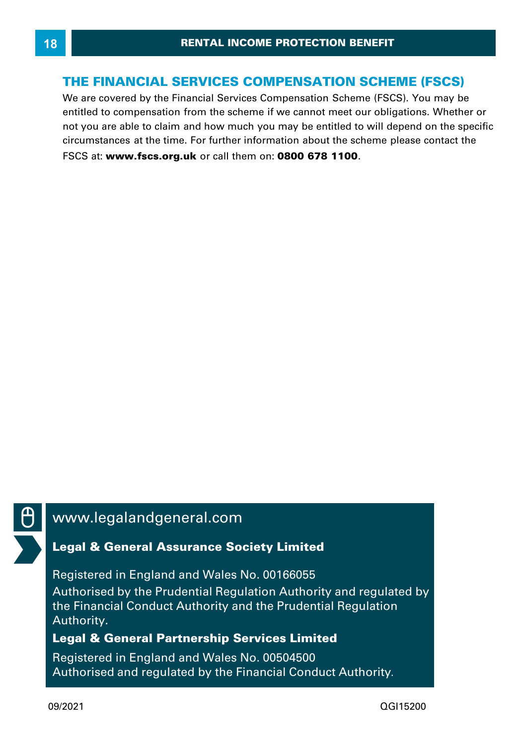## THE FINANCIAL SERVICES COMPENSATION SCHEME (FSCS)

We are covered by the Financial Services Compensation Scheme (FSCS). You may be entitled to compensation from the scheme if we cannot meet our obligations. Whether or not you are able to claim and how much you may be entitled to will depend on the specific circumstances at the time. For further information about the scheme please contact the FSCS at: **www.fscs.org.uk** or call them on: **0800 678 1100**.

www.legalandgeneral.com

**Legal & General Assurance Society Limited**

Registered in England and Wales No. 00166055
Authorised by the Prudential Regulation Authority and regulated by the Financial Conduct Authority and the Prudential Regulation Authority.

**Legal & General Partnership Services Limited**

Registered in England and Wales No. 00504500
Authorised and regulated by the Financial Conduct Authority.

09/2021

QGI15200